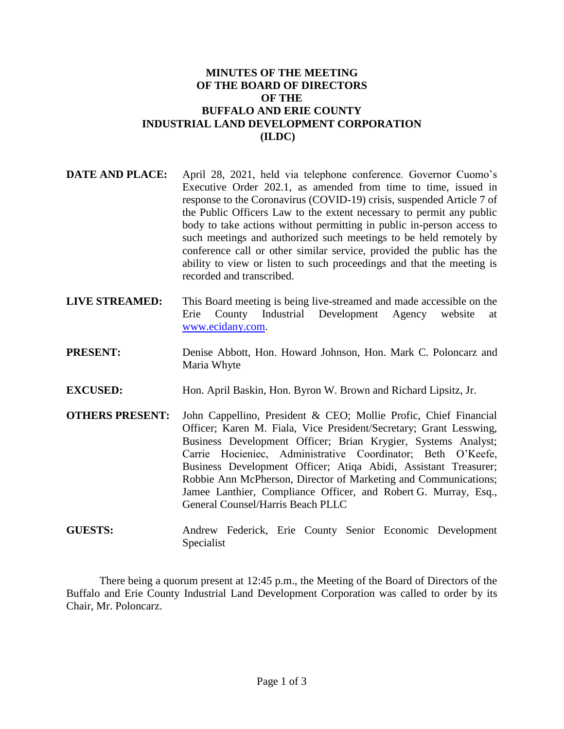# MINUTES OF THE MEETING OF THE BOARD OF DIRECTORS OF THE BUFFALO AND ERIE COUNTY INDUSTRIAL LAND DEVELOPMENT CORPORATION (ILDC)

**DATE AND PLACE:** April 28, 2021, held via telephone conference. Governor Cuomo's Executive Order 202.1, as amended from time to time, issued in response to the Coronavirus (COVID-19) crisis, suspended Article 7 of the Public Officers Law to the extent necessary to permit any public body to take actions without permitting in public in-person access to such meetings and authorized such meetings to be held remotely by conference call or other similar service, provided the public has the ability to view or listen to such proceedings and that the meeting is recorded and transcribed.

**LIVE STREAMED:** This Board meeting is being live-streamed and made accessible on the Erie County Industrial Development Agency website at www.ecidany.com.

**PRESENT:** Denise Abbott, Hon. Howard Johnson, Hon. Mark C. Poloncarz and Maria Whyte

**EXCUSED:** Hon. April Baskin, Hon. Byron W. Brown and Richard Lipsitz, Jr.

**OTHERS PRESENT:** John Cappellino, President & CEO; Mollie Profic, Chief Financial Officer; Karen M. Fiala, Vice President/Secretary; Grant Lesswing, Business Development Officer; Brian Krygier, Systems Analyst; Carrie Hocieniec, Administrative Coordinator; Beth O'Keefe, Business Development Officer; Atiqa Abidi, Assistant Treasurer; Robbie Ann McPherson, Director of Marketing and Communications; Jamee Lanthier, Compliance Officer, and Robert G. Murray, Esq., General Counsel/Harris Beach PLLC

**GUESTS:** Andrew Federick, Erie County Senior Economic Development Specialist

There being a quorum present at 12:45 p.m., the Meeting of the Board of Directors of the Buffalo and Erie County Industrial Land Development Corporation was called to order by its Chair, Mr. Poloncarz.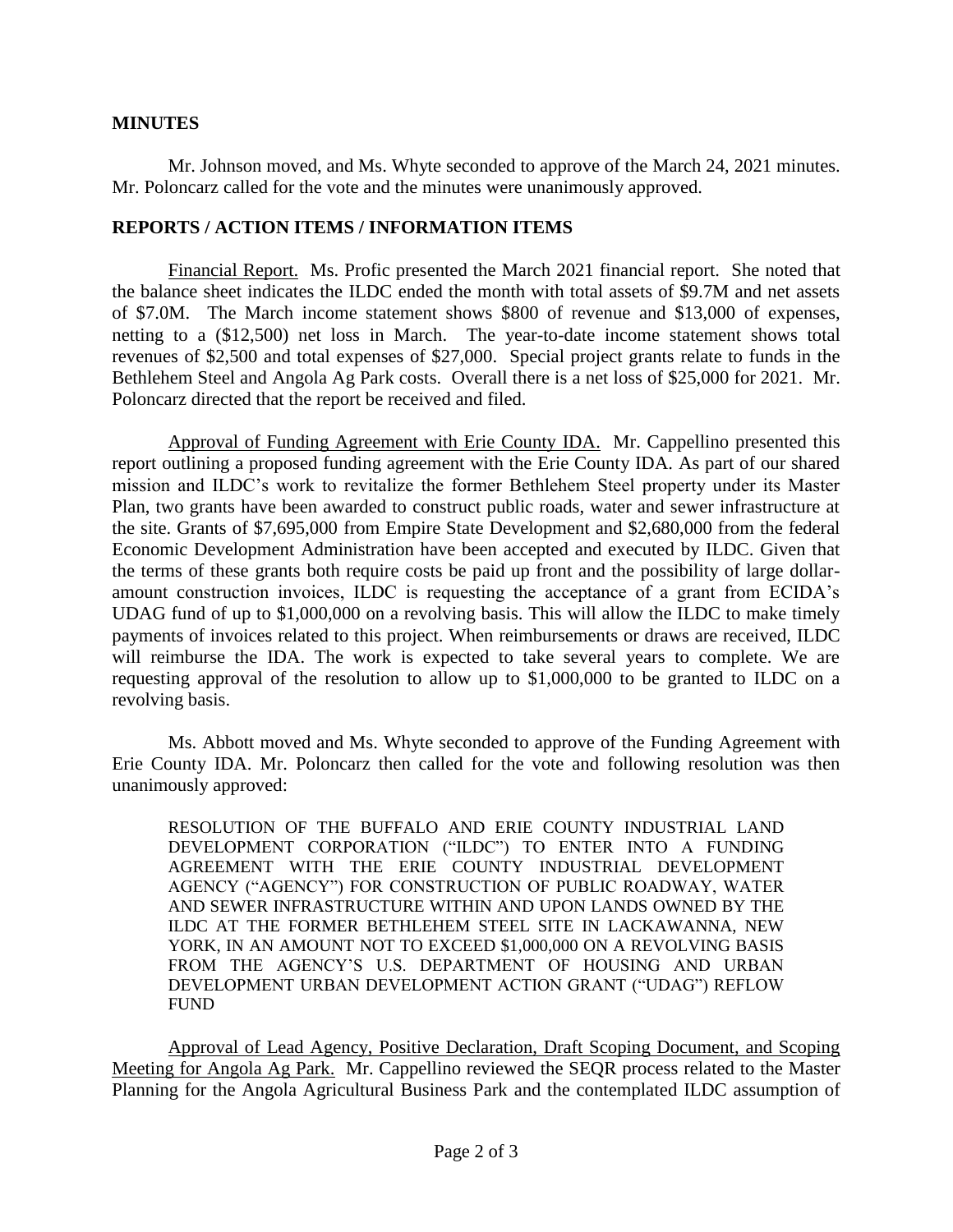**MINUTES**

Mr. Johnson moved, and Ms. Whyte seconded to approve of the March 24, 2021 minutes. Mr. Poloncarz called for the vote and the minutes were unanimously approved.

**REPORTS / ACTION ITEMS / INFORMATION ITEMS**

Financial Report. Ms. Profic presented the March 2021 financial report. She noted that the balance sheet indicates the ILDC ended the month with total assets of $9.7M and net assets of $7.0M. The March income statement shows $800 of revenue and $13,000 of expenses, netting to a ($12,500) net loss in March. The year-to-date income statement shows total revenues of $2,500 and total expenses of $27,000. Special project grants relate to funds in the Bethlehem Steel and Angola Ag Park costs. Overall there is a net loss of $25,000 for 2021. Mr. Poloncarz directed that the report be received and filed.

Approval of Funding Agreement with Erie County IDA. Mr. Cappellino presented this report outlining a proposed funding agreement with the Erie County IDA. As part of our shared mission and ILDC's work to revitalize the former Bethlehem Steel property under its Master Plan, two grants have been awarded to construct public roads, water and sewer infrastructure at the site. Grants of $7,695,000 from Empire State Development and $2,680,000 from the federal Economic Development Administration have been accepted and executed by ILDC. Given that the terms of these grants both require costs be paid up front and the possibility of large dollar-amount construction invoices, ILDC is requesting the acceptance of a grant from ECIDA's UDAG fund of up to $1,000,000 on a revolving basis. This will allow the ILDC to make timely payments of invoices related to this project. When reimbursements or draws are received, ILDC will reimburse the IDA. The work is expected to take several years to complete. We are requesting approval of the resolution to allow up to $1,000,000 to be granted to ILDC on a revolving basis.

Ms. Abbott moved and Ms. Whyte seconded to approve of the Funding Agreement with Erie County IDA. Mr. Poloncarz then called for the vote and following resolution was then unanimously approved:

> RESOLUTION OF THE BUFFALO AND ERIE COUNTY INDUSTRIAL LAND DEVELOPMENT CORPORATION ("ILDC") TO ENTER INTO A FUNDING AGREEMENT WITH THE ERIE COUNTY INDUSTRIAL DEVELOPMENT AGENCY ("AGENCY") FOR CONSTRUCTION OF PUBLIC ROADWAY, WATER AND SEWER INFRASTRUCTURE WITHIN AND UPON LANDS OWNED BY THE ILDC AT THE FORMER BETHLEHEM STEEL SITE IN LACKAWANNA, NEW YORK, IN AN AMOUNT NOT TO EXCEED $1,000,000 ON A REVOLVING BASIS FROM THE AGENCY'S U.S. DEPARTMENT OF HOUSING AND URBAN DEVELOPMENT URBAN DEVELOPMENT ACTION GRANT ("UDAG") REFLOW FUND

Approval of Lead Agency, Positive Declaration, Draft Scoping Document, and Scoping Meeting for Angola Ag Park. Mr. Cappellino reviewed the SEQR process related to the Master Planning for the Angola Agricultural Business Park and the contemplated ILDC assumption of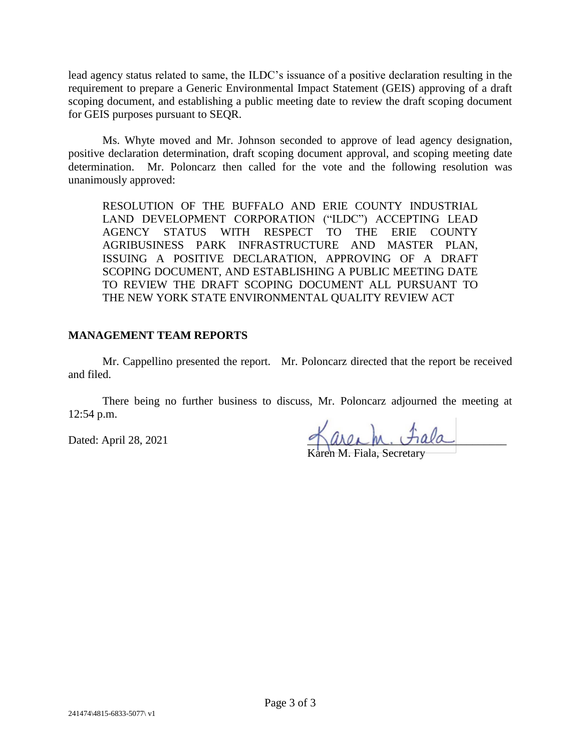lead agency status related to same, the ILDC's issuance of a positive declaration resulting in the requirement to prepare a Generic Environmental Impact Statement (GEIS) approving of a draft scoping document, and establishing a public meeting date to review the draft scoping document for GEIS purposes pursuant to SEQR.

Ms. Whyte moved and Mr. Johnson seconded to approve of lead agency designation, positive declaration determination, draft scoping document approval, and scoping meeting date determination. Mr. Poloncarz then called for the vote and the following resolution was unanimously approved:

RESOLUTION OF THE BUFFALO AND ERIE COUNTY INDUSTRIAL LAND DEVELOPMENT CORPORATION ("ILDC") ACCEPTING LEAD AGENCY STATUS WITH RESPECT TO THE ERIE COUNTY AGRIBUSINESS PARK INFRASTRUCTURE AND MASTER PLAN, ISSUING A POSITIVE DECLARATION, APPROVING OF A DRAFT SCOPING DOCUMENT, AND ESTABLISHING A PUBLIC MEETING DATE TO REVIEW THE DRAFT SCOPING DOCUMENT ALL PURSUANT TO THE NEW YORK STATE ENVIRONMENTAL QUALITY REVIEW ACT

**MANAGEMENT TEAM REPORTS**

Mr. Cappellino presented the report. Mr. Poloncarz directed that the report be received and filed.

There being no further business to discuss, Mr. Poloncarz adjourned the meeting at 12:54 p.m.

Dated: April 28, 2021

Karen M. Fiala, Secretary

241474\4815-6833-5077\ v1